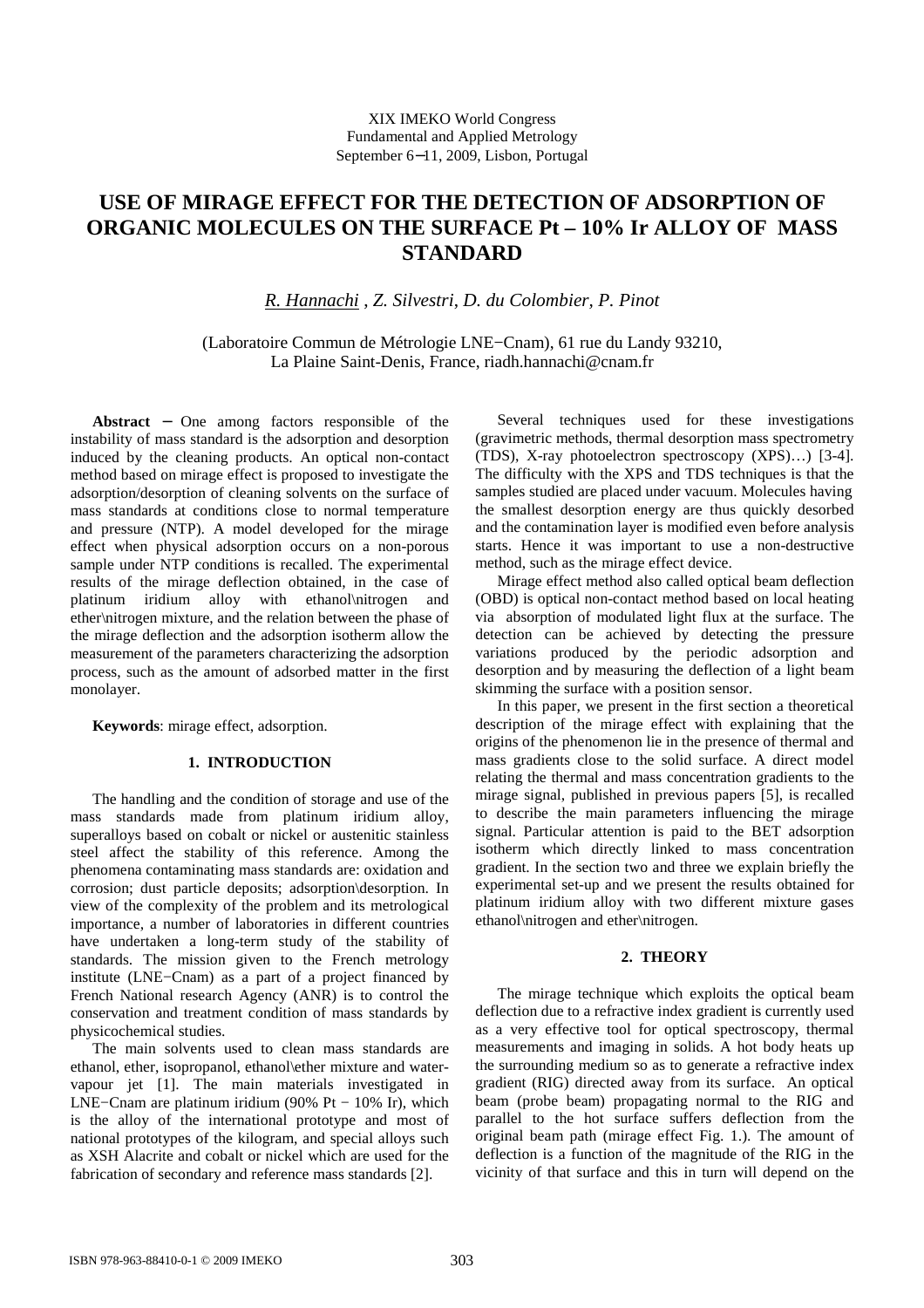XIX IMEKO World Congress
Fundamental and Applied Metrology
September 6−11, 2009, Lisbon, Portugal

# USE OF MIRAGE EFFECT FOR THE DETECTION OF ADSORPTION OF ORGANIC MOLECULES ON THE SURFACE Pt – 10% Ir ALLOY OF MASS STANDARD

*R. Hannachi , Z. Silvestri, D. du Colombier, P. Pinot*

(Laboratoire Commun de Métrologie LNE−Cnam), 61 rue du Landy 93210, La Plaine Saint-Denis, France, riadh.hannachi@cnam.fr

**Abstract** − One among factors responsible of the instability of mass standard is the adsorption and desorption induced by the cleaning products. An optical non-contact method based on mirage effect is proposed to investigate the adsorption/desorption of cleaning solvents on the surface of mass standards at conditions close to normal temperature and pressure (NTP). A model developed for the mirage effect when physical adsorption occurs on a non-porous sample under NTP conditions is recalled. The experimental results of the mirage deflection obtained, in the case of platinum iridium alloy with ethanol\nitrogen and ether\nitrogen mixture, and the relation between the phase of the mirage deflection and the adsorption isotherm allow the measurement of the parameters characterizing the adsorption process, such as the amount of adsorbed matter in the first monolayer.

**Keywords**: mirage effect, adsorption.

## 1. INTRODUCTION

The handling and the condition of storage and use of the mass standards made from platinum iridium alloy, superalloys based on cobalt or nickel or austenitic stainless steel affect the stability of this reference. Among the phenomena contaminating mass standards are: oxidation and corrosion; dust particle deposits; adsorption\desorption. In view of the complexity of the problem and its metrological importance, a number of laboratories in different countries have undertaken a long-term study of the stability of standards. The mission given to the French metrology institute (LNE−Cnam) as a part of a project financed by French National research Agency (ANR) is to control the conservation and treatment condition of mass standards by physicochemical studies.

The main solvents used to clean mass standards are ethanol, ether, isopropanol, ethanol\ether mixture and water-vapour jet [1]. The main materials investigated in LNE−Cnam are platinum iridium (90% Pt − 10% Ir), which is the alloy of the international prototype and most of national prototypes of the kilogram, and special alloys such as XSH Alacrite and cobalt or nickel which are used for the fabrication of secondary and reference mass standards [2].

Several techniques used for these investigations (gravimetric methods, thermal desorption mass spectrometry (TDS), X-ray photoelectron spectroscopy (XPS)…) [3-4]. The difficulty with the XPS and TDS techniques is that the samples studied are placed under vacuum. Molecules having the smallest desorption energy are thus quickly desorbed and the contamination layer is modified even before analysis starts. Hence it was important to use a non-destructive method, such as the mirage effect device.

Mirage effect method also called optical beam deflection (OBD) is optical non-contact method based on local heating via absorption of modulated light flux at the surface. The detection can be achieved by detecting the pressure variations produced by the periodic adsorption and desorption and by measuring the deflection of a light beam skimming the surface with a position sensor.

In this paper, we present in the first section a theoretical description of the mirage effect with explaining that the origins of the phenomenon lie in the presence of thermal and mass gradients close to the solid surface. A direct model relating the thermal and mass concentration gradients to the mirage signal, published in previous papers [5], is recalled to describe the main parameters influencing the mirage signal. Particular attention is paid to the BET adsorption isotherm which directly linked to mass concentration gradient. In the section two and three we explain briefly the experimental set-up and we present the results obtained for platinum iridium alloy with two different mixture gases ethanol\nitrogen and ether\nitrogen.

## 2. THEORY

The mirage technique which exploits the optical beam deflection due to a refractive index gradient is currently used as a very effective tool for optical spectroscopy, thermal measurements and imaging in solids. A hot body heats up the surrounding medium so as to generate a refractive index gradient (RIG) directed away from its surface. An optical beam (probe beam) propagating normal to the RIG and parallel to the hot surface suffers deflection from the original beam path (mirage effect Fig. 1.). The amount of deflection is a function of the magnitude of the RIG in the vicinity of that surface and this in turn will depend on the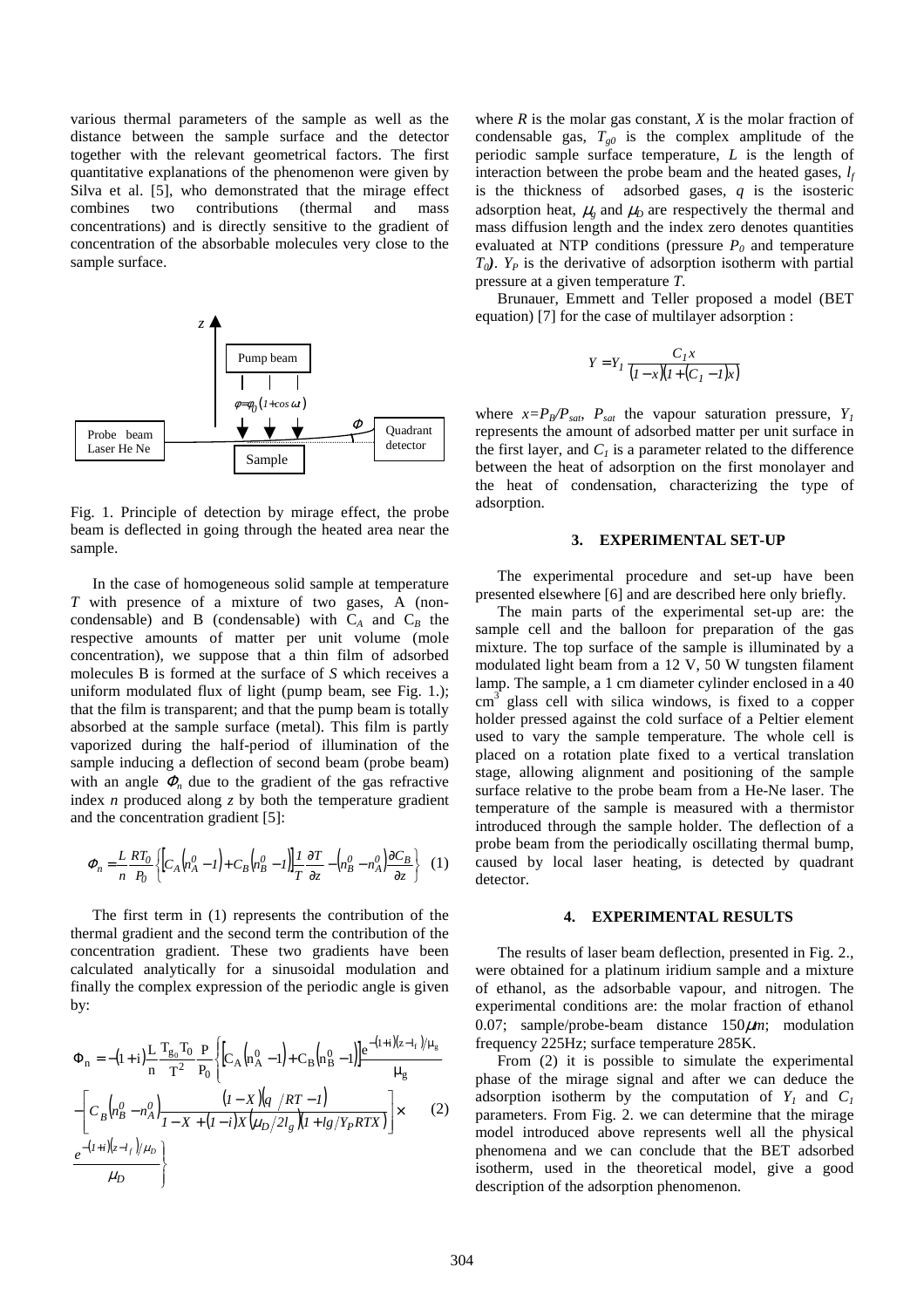various thermal parameters of the sample as well as the distance between the sample surface and the detector together with the relevant geometrical factors. The first quantitative explanations of the phenomenon were given by Silva et al. [5], who demonstrated that the mirage effect combines two contributions (thermal and mass concentrations) and is directly sensitive to the gradient of concentration of the absorbable molecules very close to the sample surface.

Fig. 1. Principle of detection by mirage effect, the probe beam is deflected in going through the heated area near the sample.

In the case of homogeneous solid sample at temperature $T$ with presence of a mixture of two gases, A (non-condensable) and B (condensable) with $C_A$ and $C_B$ the respective amounts of matter per unit volume (mole concentration), we suppose that a thin film of adsorbed molecules B is formed at the surface of $S$ which receives a uniform modulated flux of light (pump beam, see Fig. 1.); that the film is transparent; and that the pump beam is totally absorbed at the sample surface (metal). This film is partly vaporized during the half-period of illumination of the sample inducing a deflection of second beam (probe beam) with an angle $\Phi_n$ due to the gradient of the gas refractive index $n$ produced along $z$ by both the temperature gradient and the concentration gradient [5]:

$$\Phi_n = \frac{L}{n}\frac{RT_0}{P_0}\left\{\left[C_A\left(n_A^0-1\right)+C_B\left(n_B^0-1\right)\right]\frac{1}{T}\frac{\partial T}{\partial z}-\left(n_B^0-n_A^0\right)\frac{\partial C_B}{\partial z}\right\} \quad (1)$$

The first term in (1) represents the contribution of the thermal gradient and the second term the contribution of the concentration gradient. These two gradients have been calculated analytically for a sinusoidal modulation and finally the complex expression of the periodic angle is given by:

$$\Phi_n = -(1+i)\frac{L}{n}\frac{T_{g_0}T_0}{T^2}\frac{P}{P_0}\left\{\left[C_A\left(n_A^0-1\right)+C_B\left(n_B^0-1\right)\right]\frac{e^{-(1+i)(z-l_f)/\mu_g}}{\mu_g}\right.$$
$$-\left[C_B\left(n_B^0-n_A^0\right)\frac{(1-X)\left(q/RT-1\right)}{1-X+(1-i)X\left(\mu_D/2l_g\right)\left(1+lg/Y_PRTX\right)}\right]\times \quad (2)$$
$$\left.\frac{e^{-(1+i)(z-l_f)/\mu_D}}{\mu_D}\right\}$$

where $R$ is the molar gas constant, $X$ is the molar fraction of condensable gas, $T_{g0}$ is the complex amplitude of the periodic sample surface temperature, $L$ is the length of interaction between the probe beam and the heated gases, $l_f$ is the thickness of adsorbed gases, $q$ is the isosteric adsorption heat, $\mu_g$ and $\mu_D$ are respectively the thermal and mass diffusion length and the index zero denotes quantities evaluated at NTP conditions (pressure $P_0$ and temperature $T_0$). $Y_P$ is the derivative of adsorption isotherm with partial pressure at a given temperature $T$.

Brunauer, Emmett and Teller proposed a model (BET equation) [7] for the case of multilayer adsorption :

$$Y = Y_1\frac{C_1 x}{(1-x)\left(1+(C_1-1)x\right)}$$

where $x=P_B/P_{sat}$, $P_{sat}$ the vapour saturation pressure, $Y_1$ represents the amount of adsorbed matter per unit surface in the first layer, and $C_1$ is a parameter related to the difference between the heat of adsorption on the first monolayer and the heat of condensation, characterizing the type of adsorption.

## 3. EXPERIMENTAL SET-UP

The experimental procedure and set-up have been presented elsewhere [6] and are described here only briefly.

The main parts of the experimental set-up are: the sample cell and the balloon for preparation of the gas mixture. The top surface of the sample is illuminated by a modulated light beam from a 12 V, 50 W tungsten filament lamp. The sample, a 1 cm diameter cylinder enclosed in a 40 $cm^3$ glass cell with silica windows, is fixed to a copper holder pressed against the cold surface of a Peltier element used to vary the sample temperature. The whole cell is placed on a rotation plate fixed to a vertical translation stage, allowing alignment and positioning of the sample surface relative to the probe beam from a He-Ne laser. The temperature of the sample is measured with a thermistor introduced through the sample holder. The deflection of a probe beam from the periodically oscillating thermal bump, caused by local laser heating, is detected by quadrant detector.

## 4. EXPERIMENTAL RESULTS

The results of laser beam deflection, presented in Fig. 2., were obtained for a platinum iridium sample and a mixture of ethanol, as the adsorbable vapour, and nitrogen. The experimental conditions are: the molar fraction of ethanol 0.07; sample/probe-beam distance 150$\mu m$; modulation frequency 225Hz; surface temperature 285K.

From (2) it is possible to simulate the experimental phase of the mirage signal and after we can deduce the adsorption isotherm by the computation of $Y_1$ and $C_1$ parameters. From Fig. 2. we can determine that the mirage model introduced above represents well all the physical phenomena and we can conclude that the BET adsorbed isotherm, used in the theoretical model, give a good description of the adsorption phenomenon.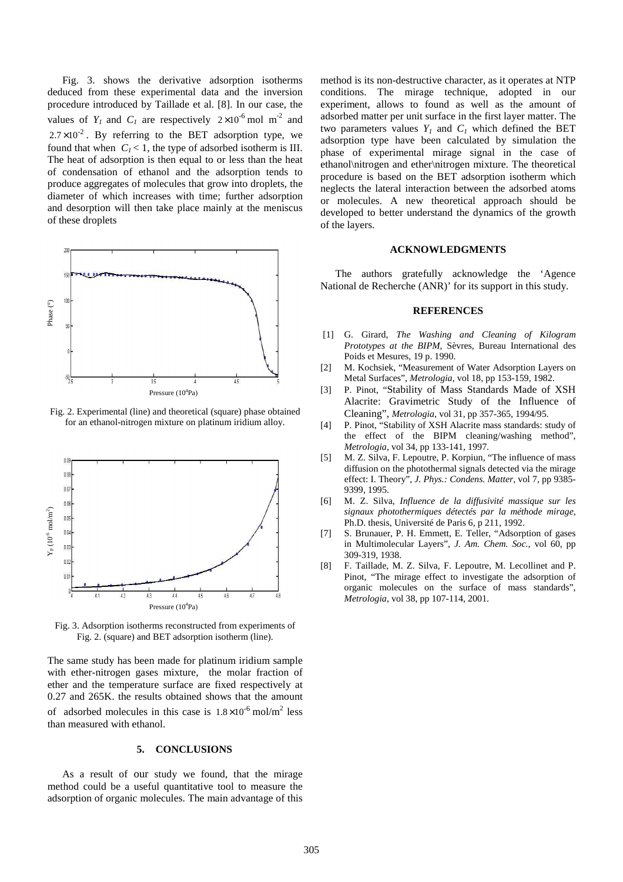Fig. 3. shows the derivative adsorption isotherms deduced from these experimental data and the inversion procedure introduced by Taillade et al. [8]. In our case, the values of $Y_1$ and $C_1$ are respectively $2\times10^{-6}$ mol m$^{-2}$ and $2.7\times10^{-2}$. By referring to the BET adsorption type, we found that when $C_1 < 1$, the type of adsorbed isotherm is III. The heat of adsorption is then equal to or less than the heat of condensation of ethanol and the adsorption tends to produce aggregates of molecules that grow into droplets, the diameter of which increases with time; further adsorption and desorption will then take place mainly at the meniscus of these droplets

200
150
100
50
0
-50
Phase (°)
2.5
3
3.5
4
4.5
5
Pressure ($10^4$Pa)

Fig. 2. Experimental (line) and theoretical (square) phase obtained for an ethanol-nitrogen mixture on platinum iridium alloy.

0.09
0.08
0.07
0.06
0.05
0.04
0.03
0.02
0.01
0
$Y_P$ ($10^{-6}$ mol/m$^2$)
4
4.1
4.2
4.3
4.4
4.5
4.6
4.7
4.8
Pressure ($10^4$Pa)

Fig. 3. Adsorption isotherms reconstructed from experiments of Fig. 2. (square) and BET adsorption isotherm (line).

The same study has been made for platinum iridium sample with ether-nitrogen gases mixture, the molar fraction of ether and the temperature surface are fixed respectively at 0.27 and 265K. the results obtained shows that the amount of adsorbed molecules in this case is $1.8\times10^{-6}$ mol/m$^2$ less than measured with ethanol.

## 5. CONCLUSIONS

As a result of our study we found, that the mirage method could be a useful quantitative tool to measure the adsorption of organic molecules. The main advantage of this method is its non-destructive character, as it operates at NTP conditions. The mirage technique, adopted in our experiment, allows to found as well as the amount of adsorbed matter per unit surface in the first layer matter. The two parameters values $Y_1$ and $C_1$ which defined the BET adsorption type have been calculated by simulation the phase of experimental mirage signal in the case of ethanol\nitrogen and ether\nitrogen mixture. The theoretical procedure is based on the BET adsorption isotherm which neglects the lateral interaction between the adsorbed atoms or molecules. A new theoretical approach should be developed to better understand the dynamics of the growth of the layers.

## ACKNOWLEDGMENTS

The authors gratefully acknowledge the 'Agence National de Recherche (ANR)' for its support in this study.

## REFERENCES

[1] G. Girard, *The Washing and Cleaning of Kilogram Prototypes at the BIPM*, Sèvres, Bureau International des Poids et Mesures, 19 p. 1990.

[2] M. Kochsiek, "Measurement of Water Adsorption Layers on Metal Surfaces", *Metrologia*, vol 18, pp 153-159, 1982.

[3] P. Pinot, "Stability of Mass Standards Made of XSH Alacrite: Gravimetric Study of the Influence of Cleaning", *Metrologia*, vol 31, pp 357-365, 1994/95.

[4] P. Pinot, "Stability of XSH Alacrite mass standards: study of the effect of the BIPM cleaning/washing method", *Metrologia*, vol 34, pp 133-141, 1997.

[5] M. Z. Silva, F. Lepoutre, P. Korpiun, "The influence of mass diffusion on the photothermal signals detected via the mirage effect: I. Theory", *J. Phys.: Condens. Matter*, vol 7, pp 9385-9399, 1995.

[6] M. Z. Silva, *Influence de la diffusivité massique sur les signaux photothermiques détectés par la méthode mirage*, Ph.D. thesis, Université de Paris 6, p 211, 1992.

[7] S. Brunauer, P. H. Emmett, E. Teller, "Adsorption of gases in Multimolecular Layers", *J. Am. Chem. Soc.*, vol 60, pp 309-319, 1938.

[8] F. Taillade, M. Z. Silva, F. Lepoutre, M. Lecollinet and P. Pinot, "The mirage effect to investigate the adsorption of organic molecules on the surface of mass standards", *Metrologia*, vol 38, pp 107-114, 2001.